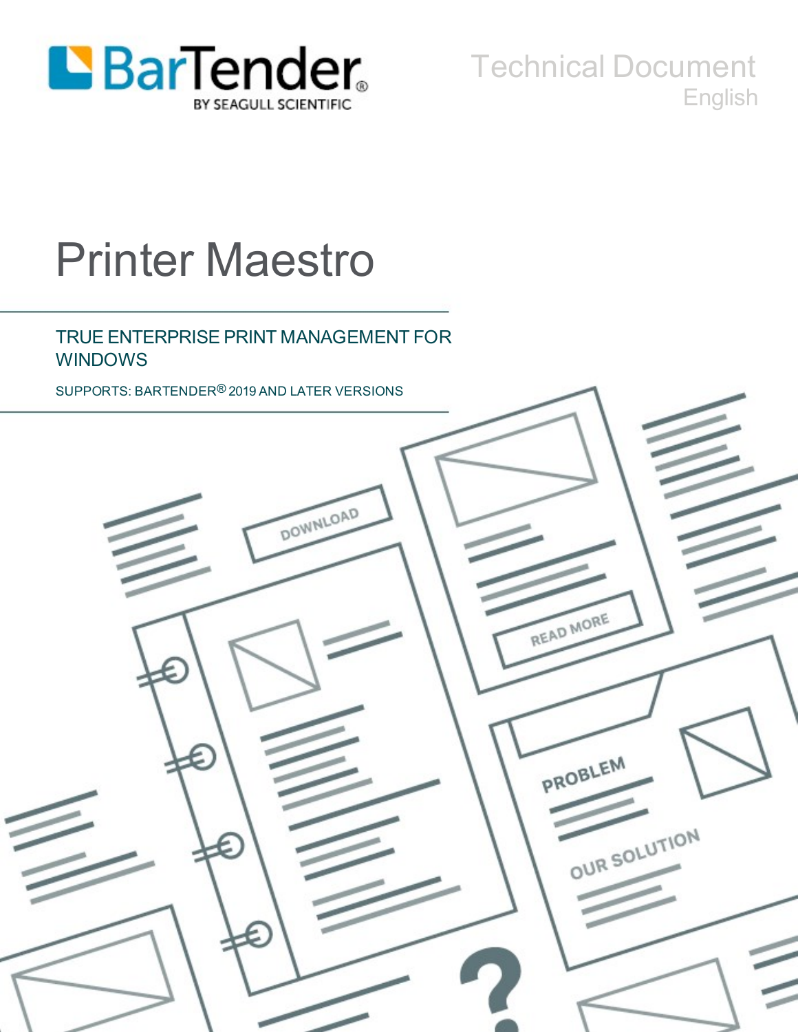Technical Document

English

# Printer Maestro

## TRUE ENTERPRISE PRINT MANAGEMENT FOR WINDOWS

SUPPORTS: BARTENDER® 2019 AND LATER VERSIONS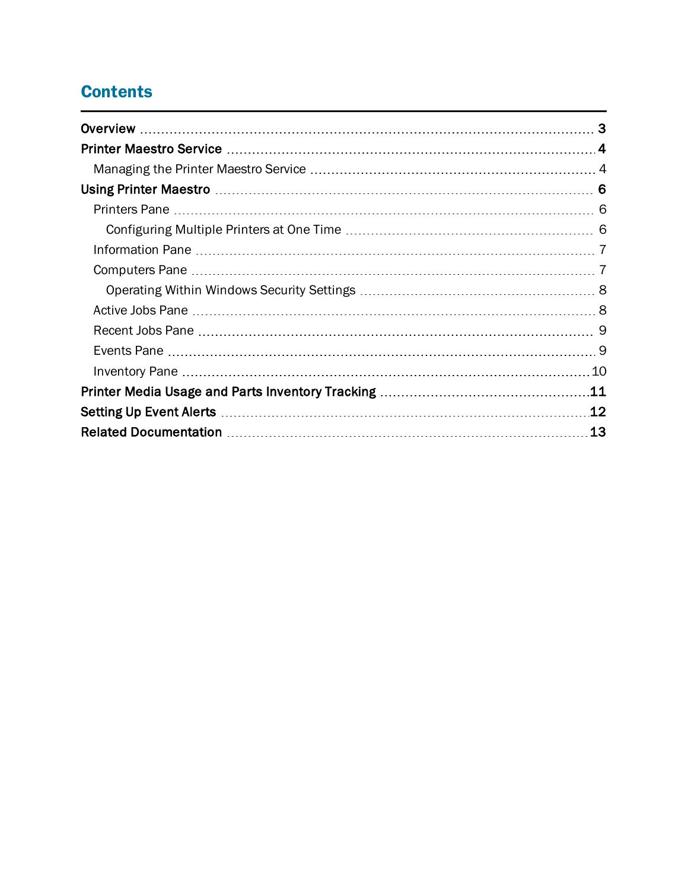# Contents

**Overview** ........................................................................................................ **3**

**Printer Maestro Service** .................................................................................... **4**

- Managing the Printer Maestro Service ........................................................... 4

**Using Printer Maestro** ........................................................................................ **6**

- Printers Pane ............................................................................................. 6
  - Configuring Multiple Printers at One Time ................................................ 6
- Information Pane ........................................................................................ 7
- Computers Pane ......................................................................................... 7
  - Operating Within Windows Security Settings .............................................. 8
- Active Jobs Pane ........................................................................................ 8
- Recent Jobs Pane ....................................................................................... 9
- Events Pane ............................................................................................... 9
- Inventory Pane .......................................................................................... 10

**Printer Media Usage and Parts Inventory Tracking** ........................................... **11**

**Setting Up Event Alerts** ................................................................................... **12**

**Related Documentation** .................................................................................... **13**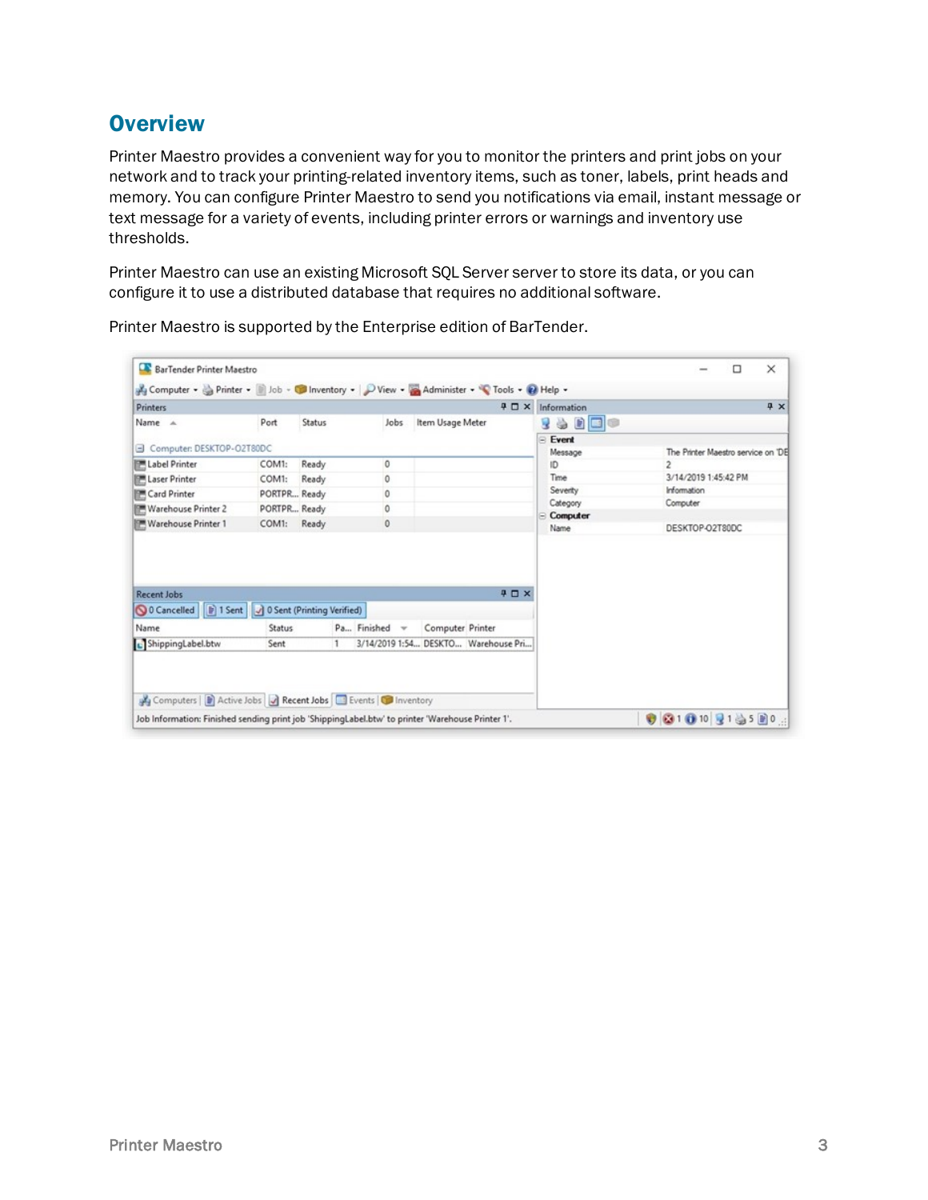## Overview

Printer Maestro provides a convenient way for you to monitor the printers and print jobs on your network and to track your printing-related inventory items, such as toner, labels, print heads and memory. You can configure Printer Maestro to send you notifications via email, instant message or text message for a variety of events, including printer errors or warnings and inventory use thresholds.

Printer Maestro can use an existing Microsoft SQL Server server to store its data, or you can configure it to use a distributed database that requires no additional software.

Printer Maestro is supported by the Enterprise edition of BarTender.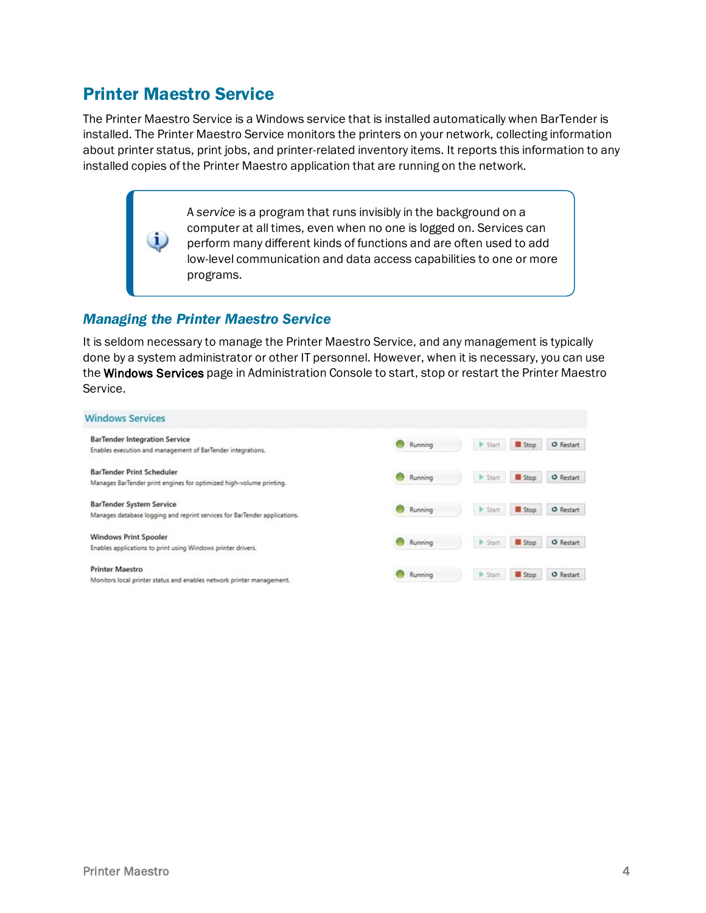## Printer Maestro Service

The Printer Maestro Service is a Windows service that is installed automatically when BarTender is installed. The Printer Maestro Service monitors the printers on your network, collecting information about printer status, print jobs, and printer-related inventory items. It reports this information to any installed copies of the Printer Maestro application that are running on the network.

> A *service* is a program that runs invisibly in the background on a computer at all times, even when no one is logged on. Services can perform many different kinds of functions and are often used to add low-level communication and data access capabilities to one or more programs.

### *Managing the Printer Maestro Service*

It is seldom necessary to manage the Printer Maestro Service, and any management is typically done by a system administrator or other IT personnel. However, when it is necessary, you can use the **Windows Services** page in Administration Console to start, stop or restart the Printer Maestro Service.

**Windows Services**

| Service | Status | | | |
|---|---|---|---|---|
| **BarTender Integration Service**<br>Enables execution and management of BarTender integrations. | Running | Start | Stop | Restart |
| **BarTender Print Scheduler**<br>Manages BarTender print engines for optimized high-volume printing. | Running | Start | Stop | Restart |
| **BarTender System Service**<br>Manages database logging and reprint services for BarTender applications. | Running | Start | Stop | Restart |
| **Windows Print Spooler**<br>Enables applications to print using Windows printer drivers. | Running | Start | Stop | Restart |
| **Printer Maestro**<br>Monitors local printer status and enables network printer management. | Running | Start | Stop | Restart |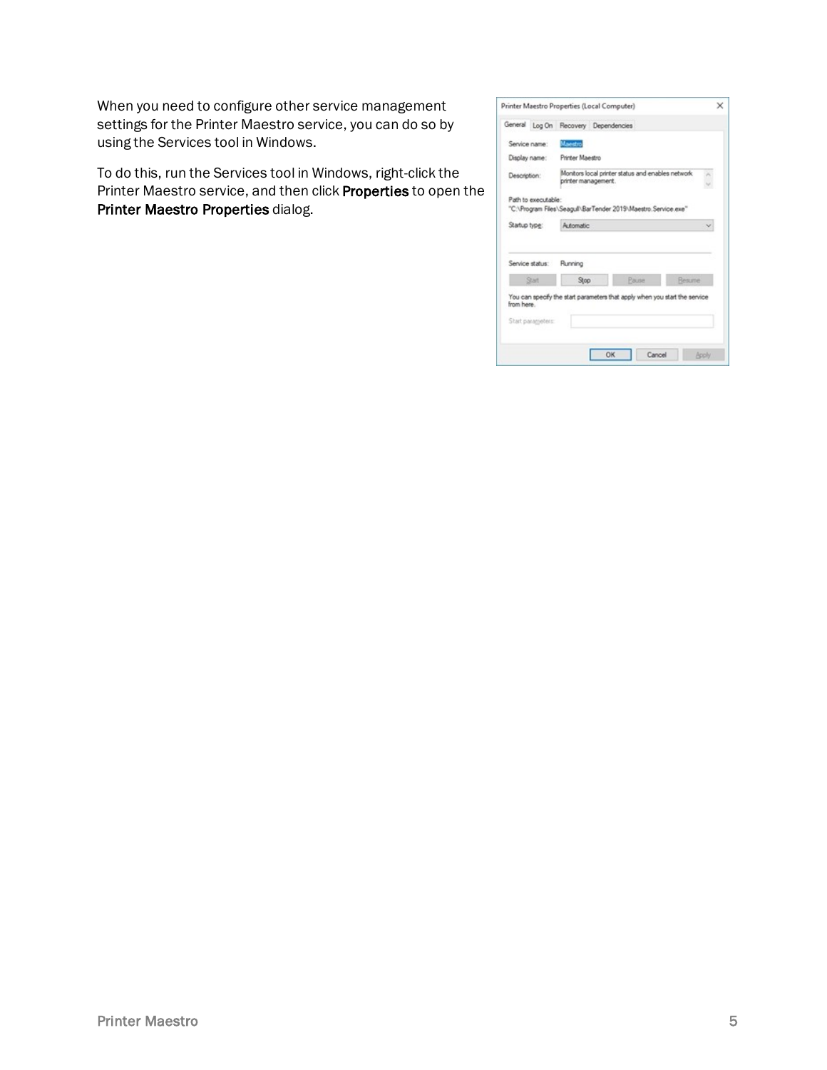When you need to configure other service management settings for the Printer Maestro service, you can do so by using the Services tool in Windows.

To do this, run the Services tool in Windows, right-click the Printer Maestro service, and then click **Properties** to open the **Printer Maestro Properties** dialog.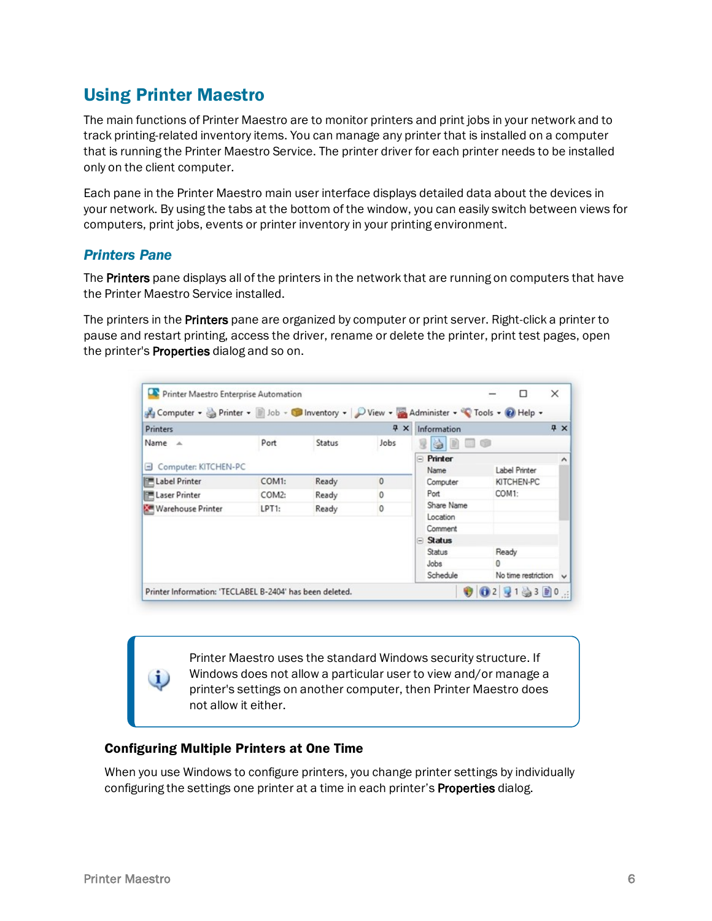# Using Printer Maestro

The main functions of Printer Maestro are to monitor printers and print jobs in your network and to track printing-related inventory items. You can manage any printer that is installed on a computer that is running the Printer Maestro Service. The printer driver for each printer needs to be installed only on the client computer.

Each pane in the Printer Maestro main user interface displays detailed data about the devices in your network. By using the tabs at the bottom of the window, you can easily switch between views for computers, print jobs, events or printer inventory in your printing environment.

## *Printers Pane*

The **Printers** pane displays all of the printers in the network that are running on computers that have the Printer Maestro Service installed.

The printers in the **Printers** pane are organized by computer or print server. Right-click a printer to pause and restart printing, access the driver, rename or delete the printer, print test pages, open the printer's **Properties** dialog and so on.

Printer Maestro uses the standard Windows security structure. If Windows does not allow a particular user to view and/or manage a printer's settings on another computer, then Printer Maestro does not allow it either.

### Configuring Multiple Printers at One Time

When you use Windows to configure printers, you change printer settings by individually configuring the settings one printer at a time in each printer's **Properties** dialog.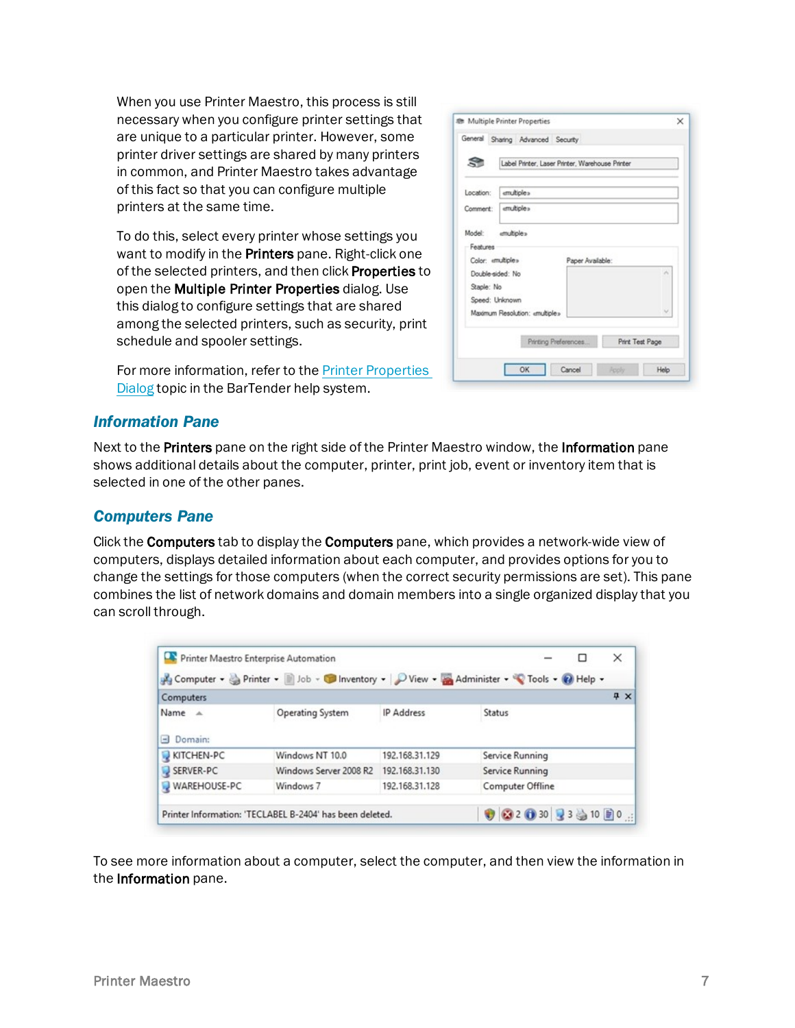When you use Printer Maestro, this process is still necessary when you configure printer settings that are unique to a particular printer. However, some printer driver settings are shared by many printers in common, and Printer Maestro takes advantage of this fact so that you can configure multiple printers at the same time.

To do this, select every printer whose settings you want to modify in the **Printers** pane. Right-click one of the selected printers, and then click **Properties** to open the **Multiple Printer Properties** dialog. Use this dialog to configure settings that are shared among the selected printers, such as security, print schedule and spooler settings.

For more information, refer to the Printer Properties Dialog topic in the BarTender help system.

## Information Pane

Next to the **Printers** pane on the right side of the Printer Maestro window, the **Information** pane shows additional details about the computer, printer, print job, event or inventory item that is selected in one of the other panes.

## Computers Pane

Click the **Computers** tab to display the **Computers** pane, which provides a network-wide view of computers, displays detailed information about each computer, and provides options for you to change the settings for those computers (when the correct security permissions are set). This pane combines the list of network domains and domain members into a single organized display that you can scroll through.

To see more information about a computer, select the computer, and then view the information in the **Information** pane.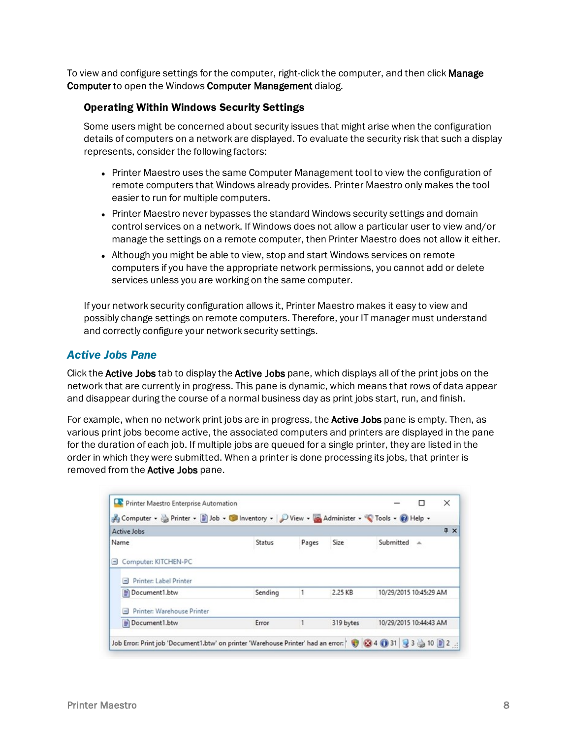To view and configure settings for the computer, right-click the computer, and then click **Manage Computer** to open the Windows **Computer Management** dialog.

### Operating Within Windows Security Settings

Some users might be concerned about security issues that might arise when the configuration details of computers on a network are displayed. To evaluate the security risk that such a display represents, consider the following factors:

- Printer Maestro uses the same Computer Management tool to view the configuration of remote computers that Windows already provides. Printer Maestro only makes the tool easier to run for multiple computers.
- Printer Maestro never bypasses the standard Windows security settings and domain control services on a network. If Windows does not allow a particular user to view and/or manage the settings on a remote computer, then Printer Maestro does not allow it either.
- Although you might be able to view, stop and start Windows services on remote computers if you have the appropriate network permissions, you cannot add or delete services unless you are working on the same computer.

If your network security configuration allows it, Printer Maestro makes it easy to view and possibly change settings on remote computers. Therefore, your IT manager must understand and correctly configure your network security settings.

## *Active Jobs Pane*

Click the **Active Jobs** tab to display the **Active Jobs** pane, which displays all of the print jobs on the network that are currently in progress. This pane is dynamic, which means that rows of data appear and disappear during the course of a normal business day as print jobs start, run, and finish.

For example, when no network print jobs are in progress, the **Active Jobs** pane is empty. Then, as various print jobs become active, the associated computers and printers are displayed in the pane for the duration of each job. If multiple jobs are queued for a single printer, they are listed in the order in which they were submitted. When a printer is done processing its jobs, that printer is removed from the **Active Jobs** pane.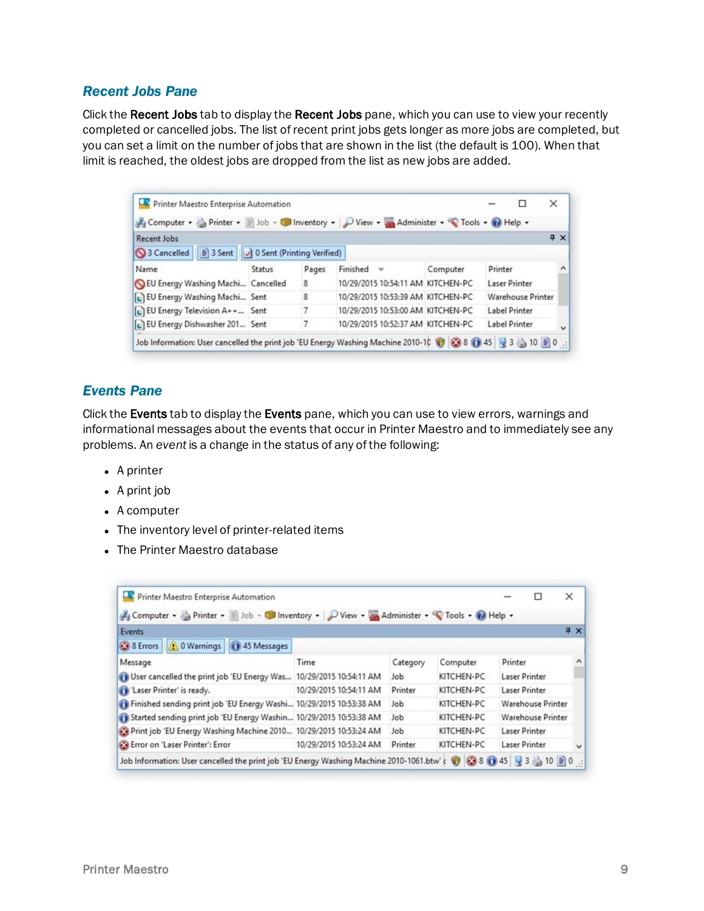## Recent Jobs Pane

Click the **Recent Jobs** tab to display the **Recent Jobs** pane, which you can use to view your recently completed or cancelled jobs. The list of recent print jobs gets longer as more jobs are completed, but you can set a limit on the number of jobs that are shown in the list (the default is 100). When that limit is reached, the oldest jobs are dropped from the list as new jobs are added.

## Events Pane

Click the **Events** tab to display the **Events** pane, which you can use to view errors, warnings and informational messages about the events that occur in Printer Maestro and to immediately see any problems. An *event* is a change in the status of any of the following:

- A printer
- A print job
- A computer
- The inventory level of printer-related items
- The Printer Maestro database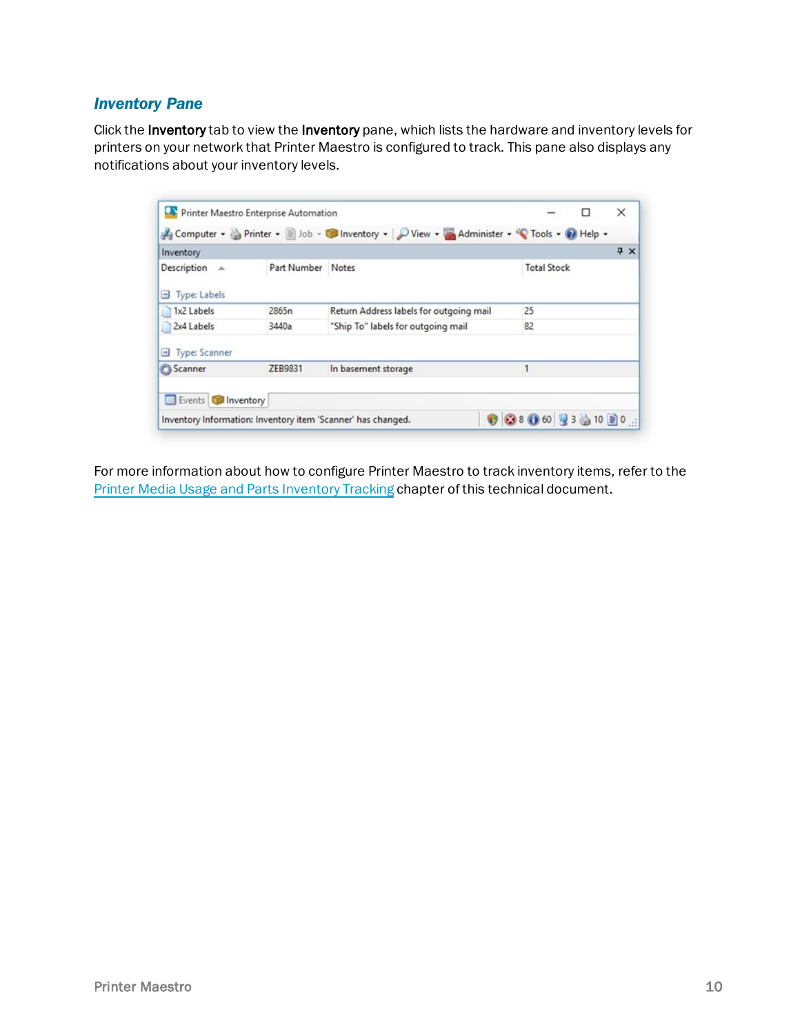### *Inventory Pane*

Click the **Inventory** tab to view the **Inventory** pane, which lists the hardware and inventory levels for printers on your network that Printer Maestro is configured to track. This pane also displays any notifications about your inventory levels.

For more information about how to configure Printer Maestro to track inventory items, refer to the Printer Media Usage and Parts Inventory Tracking chapter of this technical document.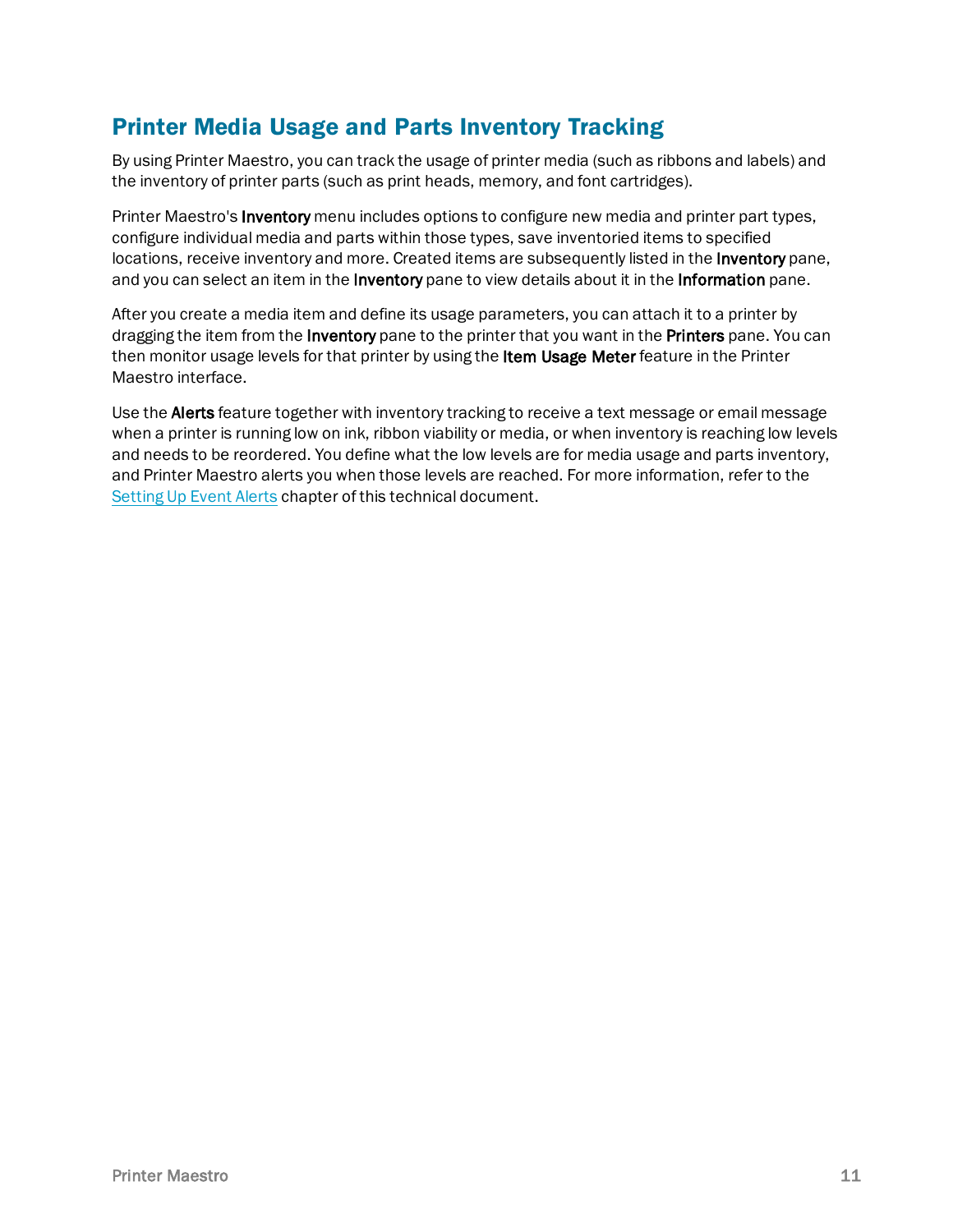## Printer Media Usage and Parts Inventory Tracking

By using Printer Maestro, you can track the usage of printer media (such as ribbons and labels) and the inventory of printer parts (such as print heads, memory, and font cartridges).

Printer Maestro's **Inventory** menu includes options to configure new media and printer part types, configure individual media and parts within those types, save inventoried items to specified locations, receive inventory and more. Created items are subsequently listed in the **Inventory** pane, and you can select an item in the **Inventory** pane to view details about it in the **Information** pane.

After you create a media item and define its usage parameters, you can attach it to a printer by dragging the item from the **Inventory** pane to the printer that you want in the **Printers** pane. You can then monitor usage levels for that printer by using the **Item Usage Meter** feature in the Printer Maestro interface.

Use the **Alerts** feature together with inventory tracking to receive a text message or email message when a printer is running low on ink, ribbon viability or media, or when inventory is reaching low levels and needs to be reordered. You define what the low levels are for media usage and parts inventory, and Printer Maestro alerts you when those levels are reached. For more information, refer to the Setting Up Event Alerts chapter of this technical document.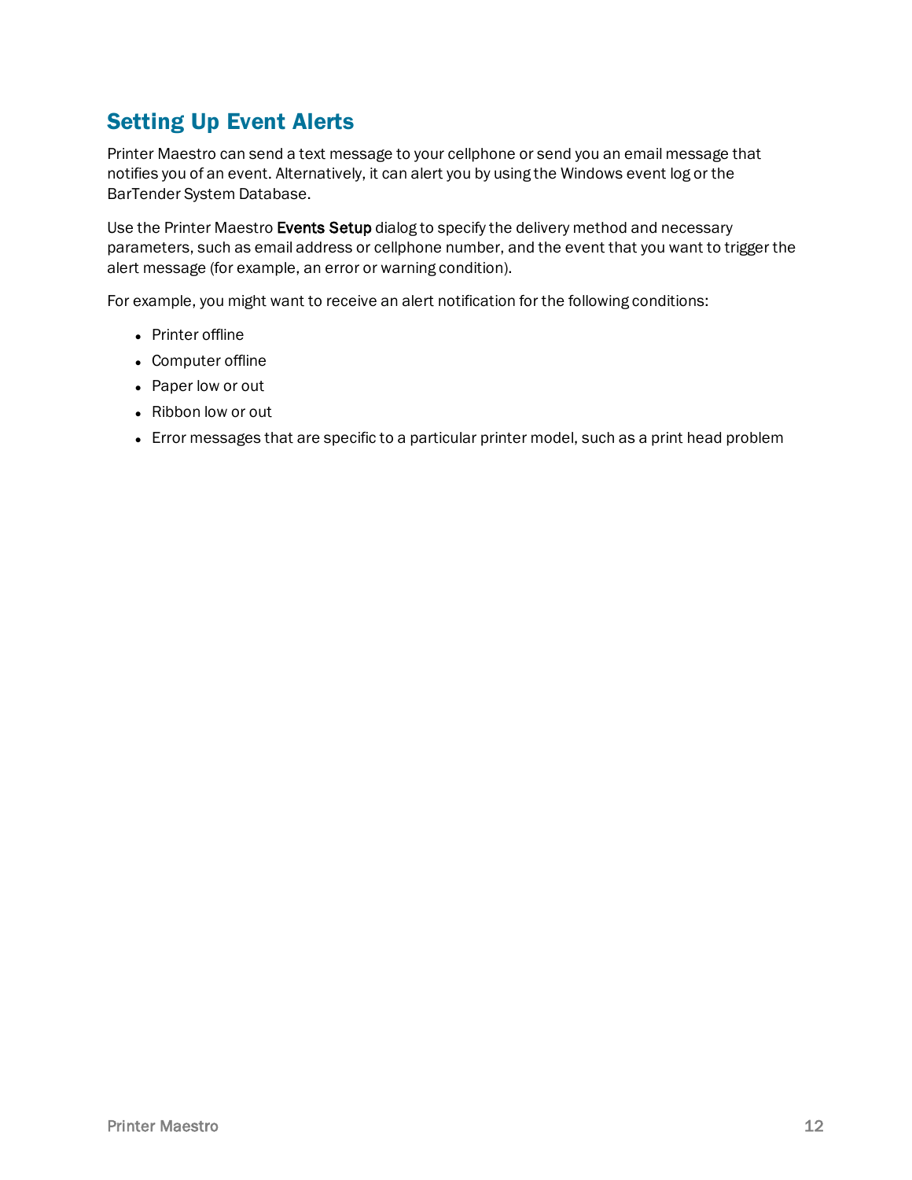## Setting Up Event Alerts

Printer Maestro can send a text message to your cellphone or send you an email message that notifies you of an event. Alternatively, it can alert you by using the Windows event log or the BarTender System Database.

Use the Printer Maestro **Events Setup** dialog to specify the delivery method and necessary parameters, such as email address or cellphone number, and the event that you want to trigger the alert message (for example, an error or warning condition).

For example, you might want to receive an alert notification for the following conditions:

- Printer offline
- Computer offline
- Paper low or out
- Ribbon low or out
- Error messages that are specific to a particular printer model, such as a print head problem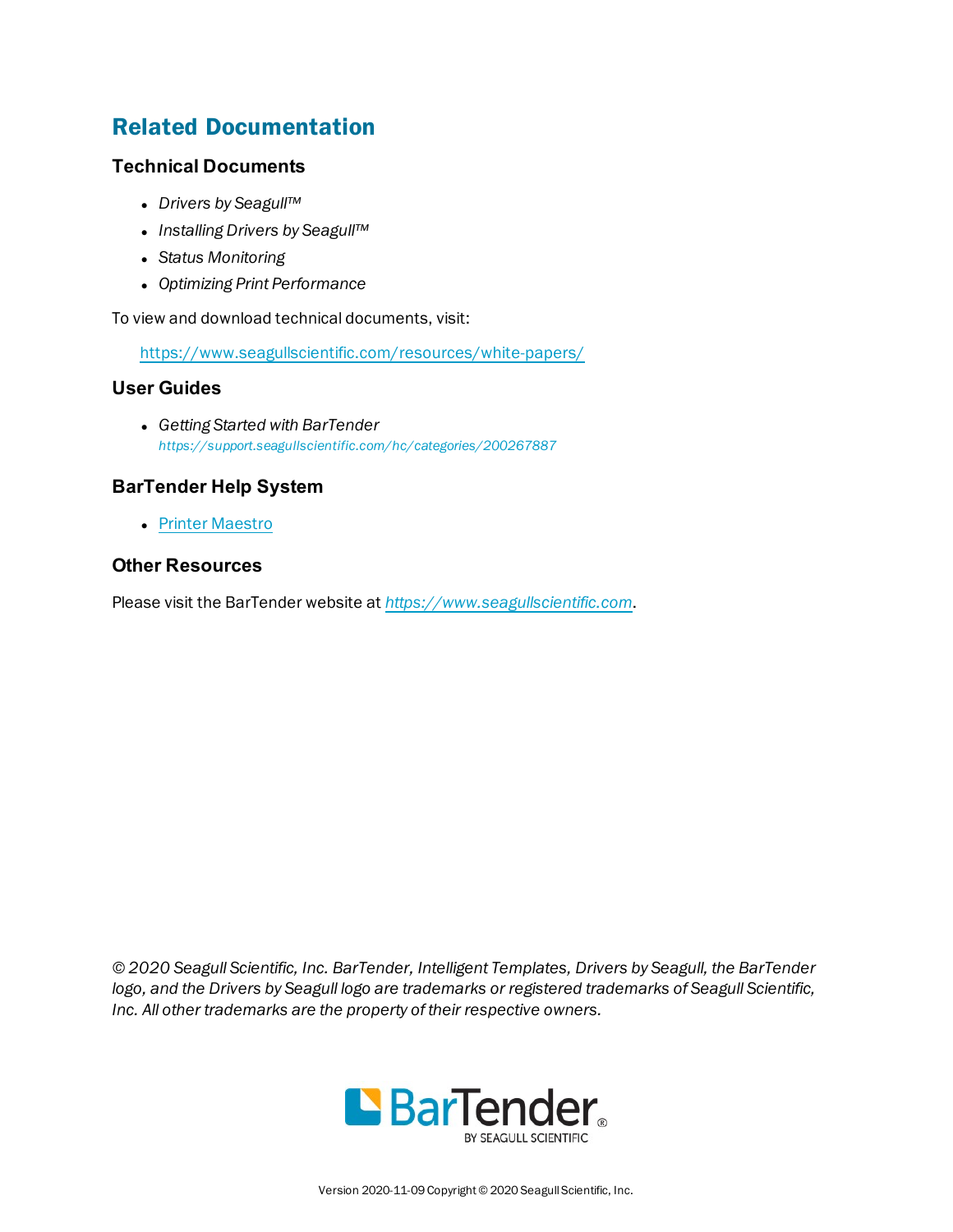# Related Documentation

## Technical Documents

- *Drivers by Seagull™*
- *Installing Drivers by Seagull™*
- *Status Monitoring*
- *Optimizing Print Performance*

To view and download technical documents, visit:

https://www.seagullscientific.com/resources/white-papers/

## User Guides

- *Getting Started with BarTender*
  *https://support.seagullscientific.com/hc/categories/200267887*

## BarTender Help System

- Printer Maestro

## Other Resources

Please visit the BarTender website at *https://www.seagullscientific.com*.

*© 2020 Seagull Scientific, Inc. BarTender, Intelligent Templates, Drivers by Seagull, the BarTender logo, and the Drivers by Seagull logo are trademarks or registered trademarks of Seagull Scientific, Inc. All other trademarks are the property of their respective owners.*

BarTender® BY SEAGULL SCIENTIFIC

Version 2020-11-09 Copyright © 2020 Seagull Scientific, Inc.